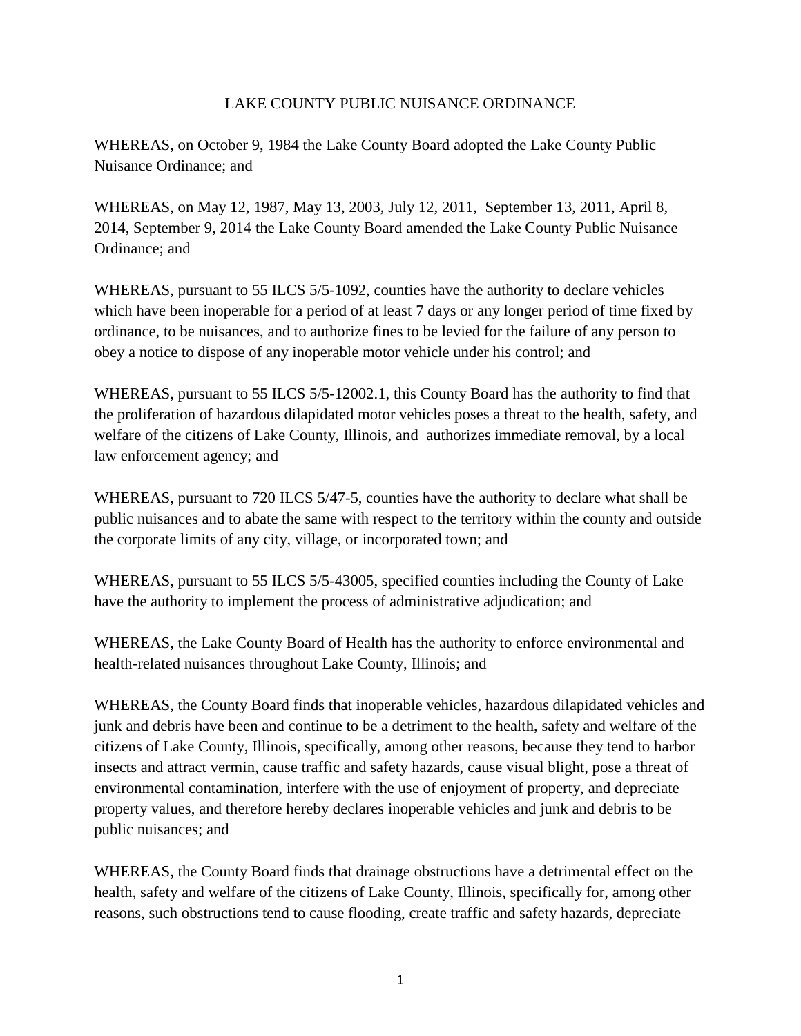# LAKE COUNTY PUBLIC NUISANCE ORDINANCE

WHEREAS, on October 9, 1984 the Lake County Board adopted the Lake County Public Nuisance Ordinance; and

WHEREAS, on May 12, 1987, May 13, 2003, July 12, 2011, September 13, 2011, April 8, 2014, September 9, 2014 the Lake County Board amended the Lake County Public Nuisance Ordinance; and

WHEREAS, pursuant to 55 ILCS 5/5-1092, counties have the authority to declare vehicles which have been inoperable for a period of at least 7 days or any longer period of time fixed by ordinance, to be nuisances, and to authorize fines to be levied for the failure of any person to obey a notice to dispose of any inoperable motor vehicle under his control; and

WHEREAS, pursuant to 55 ILCS 5/5-12002.1, this County Board has the authority to find that the proliferation of hazardous dilapidated motor vehicles poses a threat to the health, safety, and welfare of the citizens of Lake County, Illinois, and authorizes immediate removal, by a local law enforcement agency; and

WHEREAS, pursuant to 720 ILCS 5/47-5, counties have the authority to declare what shall be public nuisances and to abate the same with respect to the territory within the county and outside the corporate limits of any city, village, or incorporated town; and

WHEREAS, pursuant to 55 ILCS 5/5-43005, specified counties including the County of Lake have the authority to implement the process of administrative adjudication; and

WHEREAS, the Lake County Board of Health has the authority to enforce environmental and health-related nuisances throughout Lake County, Illinois; and

WHEREAS, the County Board finds that inoperable vehicles, hazardous dilapidated vehicles and junk and debris have been and continue to be a detriment to the health, safety and welfare of the citizens of Lake County, Illinois, specifically, among other reasons, because they tend to harbor insects and attract vermin, cause traffic and safety hazards, cause visual blight, pose a threat of environmental contamination, interfere with the use of enjoyment of property, and depreciate property values, and therefore hereby declares inoperable vehicles and junk and debris to be public nuisances; and

WHEREAS, the County Board finds that drainage obstructions have a detrimental effect on the health, safety and welfare of the citizens of Lake County, Illinois, specifically for, among other reasons, such obstructions tend to cause flooding, create traffic and safety hazards, depreciate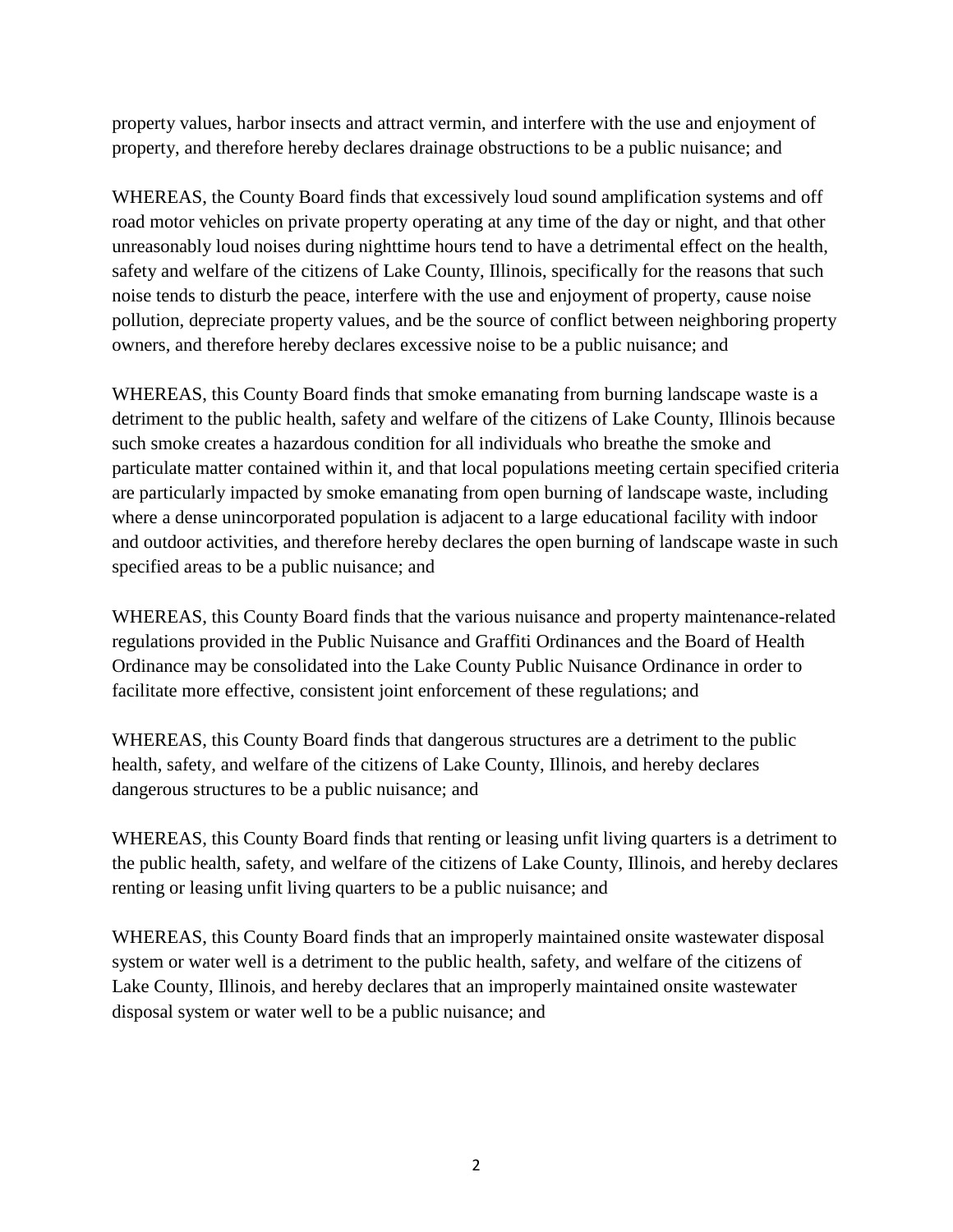property values, harbor insects and attract vermin, and interfere with the use and enjoyment of property, and therefore hereby declares drainage obstructions to be a public nuisance; and

WHEREAS, the County Board finds that excessively loud sound amplification systems and off road motor vehicles on private property operating at any time of the day or night, and that other unreasonably loud noises during nighttime hours tend to have a detrimental effect on the health, safety and welfare of the citizens of Lake County, Illinois, specifically for the reasons that such noise tends to disturb the peace, interfere with the use and enjoyment of property, cause noise pollution, depreciate property values, and be the source of conflict between neighboring property owners, and therefore hereby declares excessive noise to be a public nuisance; and

WHEREAS, this County Board finds that smoke emanating from burning landscape waste is a detriment to the public health, safety and welfare of the citizens of Lake County, Illinois because such smoke creates a hazardous condition for all individuals who breathe the smoke and particulate matter contained within it, and that local populations meeting certain specified criteria are particularly impacted by smoke emanating from open burning of landscape waste, including where a dense unincorporated population is adjacent to a large educational facility with indoor and outdoor activities, and therefore hereby declares the open burning of landscape waste in such specified areas to be a public nuisance; and

WHEREAS, this County Board finds that the various nuisance and property maintenance-related regulations provided in the Public Nuisance and Graffiti Ordinances and the Board of Health Ordinance may be consolidated into the Lake County Public Nuisance Ordinance in order to facilitate more effective, consistent joint enforcement of these regulations; and

WHEREAS, this County Board finds that dangerous structures are a detriment to the public health, safety, and welfare of the citizens of Lake County, Illinois, and hereby declares dangerous structures to be a public nuisance; and

WHEREAS, this County Board finds that renting or leasing unfit living quarters is a detriment to the public health, safety, and welfare of the citizens of Lake County, Illinois, and hereby declares renting or leasing unfit living quarters to be a public nuisance; and

WHEREAS, this County Board finds that an improperly maintained onsite wastewater disposal system or water well is a detriment to the public health, safety, and welfare of the citizens of Lake County, Illinois, and hereby declares that an improperly maintained onsite wastewater disposal system or water well to be a public nuisance; and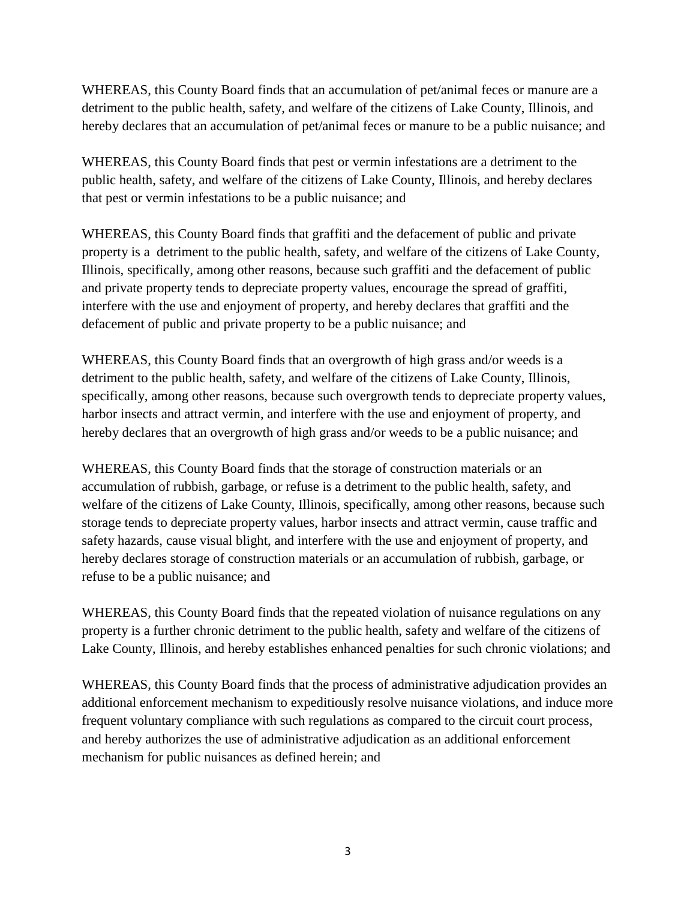WHEREAS, this County Board finds that an accumulation of pet/animal feces or manure are a detriment to the public health, safety, and welfare of the citizens of Lake County, Illinois, and hereby declares that an accumulation of pet/animal feces or manure to be a public nuisance; and

WHEREAS, this County Board finds that pest or vermin infestations are a detriment to the public health, safety, and welfare of the citizens of Lake County, Illinois, and hereby declares that pest or vermin infestations to be a public nuisance; and

WHEREAS, this County Board finds that graffiti and the defacement of public and private property is a detriment to the public health, safety, and welfare of the citizens of Lake County, Illinois, specifically, among other reasons, because such graffiti and the defacement of public and private property tends to depreciate property values, encourage the spread of graffiti, interfere with the use and enjoyment of property, and hereby declares that graffiti and the defacement of public and private property to be a public nuisance; and

WHEREAS, this County Board finds that an overgrowth of high grass and/or weeds is a detriment to the public health, safety, and welfare of the citizens of Lake County, Illinois, specifically, among other reasons, because such overgrowth tends to depreciate property values, harbor insects and attract vermin, and interfere with the use and enjoyment of property, and hereby declares that an overgrowth of high grass and/or weeds to be a public nuisance; and

WHEREAS, this County Board finds that the storage of construction materials or an accumulation of rubbish, garbage, or refuse is a detriment to the public health, safety, and welfare of the citizens of Lake County, Illinois, specifically, among other reasons, because such storage tends to depreciate property values, harbor insects and attract vermin, cause traffic and safety hazards, cause visual blight, and interfere with the use and enjoyment of property, and hereby declares storage of construction materials or an accumulation of rubbish, garbage, or refuse to be a public nuisance; and

WHEREAS, this County Board finds that the repeated violation of nuisance regulations on any property is a further chronic detriment to the public health, safety and welfare of the citizens of Lake County, Illinois, and hereby establishes enhanced penalties for such chronic violations; and

WHEREAS, this County Board finds that the process of administrative adjudication provides an additional enforcement mechanism to expeditiously resolve nuisance violations, and induce more frequent voluntary compliance with such regulations as compared to the circuit court process, and hereby authorizes the use of administrative adjudication as an additional enforcement mechanism for public nuisances as defined herein; and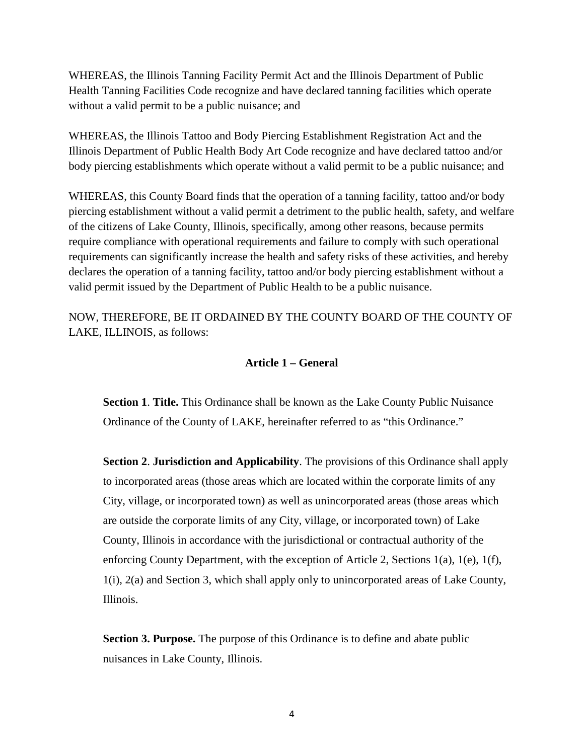WHEREAS, the Illinois Tanning Facility Permit Act and the Illinois Department of Public Health Tanning Facilities Code recognize and have declared tanning facilities which operate without a valid permit to be a public nuisance; and

WHEREAS, the Illinois Tattoo and Body Piercing Establishment Registration Act and the Illinois Department of Public Health Body Art Code recognize and have declared tattoo and/or body piercing establishments which operate without a valid permit to be a public nuisance; and

WHEREAS, this County Board finds that the operation of a tanning facility, tattoo and/or body piercing establishment without a valid permit a detriment to the public health, safety, and welfare of the citizens of Lake County, Illinois, specifically, among other reasons, because permits require compliance with operational requirements and failure to comply with such operational requirements can significantly increase the health and safety risks of these activities, and hereby declares the operation of a tanning facility, tattoo and/or body piercing establishment without a valid permit issued by the Department of Public Health to be a public nuisance.

NOW, THEREFORE, BE IT ORDAINED BY THE COUNTY BOARD OF THE COUNTY OF LAKE, ILLINOIS, as follows:

## Article 1 – General

**Section 1**. **Title.** This Ordinance shall be known as the Lake County Public Nuisance Ordinance of the County of LAKE, hereinafter referred to as "this Ordinance."

**Section 2**. **Jurisdiction and Applicability**. The provisions of this Ordinance shall apply to incorporated areas (those areas which are located within the corporate limits of any City, village, or incorporated town) as well as unincorporated areas (those areas which are outside the corporate limits of any City, village, or incorporated town) of Lake County, Illinois in accordance with the jurisdictional or contractual authority of the enforcing County Department, with the exception of Article 2, Sections 1(a), 1(e), 1(f), 1(i), 2(a) and Section 3, which shall apply only to unincorporated areas of Lake County, Illinois.

**Section 3. Purpose.** The purpose of this Ordinance is to define and abate public nuisances in Lake County, Illinois.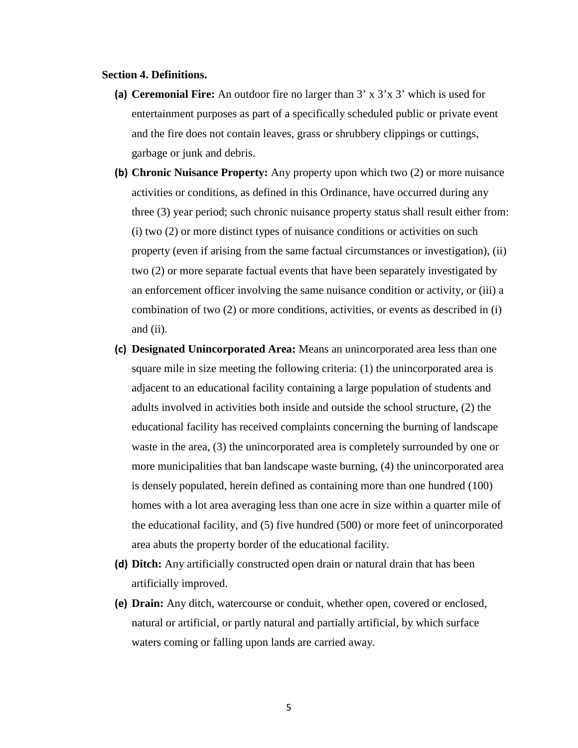**Section 4. Definitions.**

- **(a) Ceremonial Fire:** An outdoor fire no larger than 3' x 3'x 3' which is used for entertainment purposes as part of a specifically scheduled public or private event and the fire does not contain leaves, grass or shrubbery clippings or cuttings, garbage or junk and debris.
- **(b) Chronic Nuisance Property:** Any property upon which two (2) or more nuisance activities or conditions, as defined in this Ordinance, have occurred during any three (3) year period; such chronic nuisance property status shall result either from: (i) two (2) or more distinct types of nuisance conditions or activities on such property (even if arising from the same factual circumstances or investigation), (ii) two (2) or more separate factual events that have been separately investigated by an enforcement officer involving the same nuisance condition or activity, or (iii) a combination of two (2) or more conditions, activities, or events as described in (i) and (ii).
- **(c) Designated Unincorporated Area:** Means an unincorporated area less than one square mile in size meeting the following criteria: (1) the unincorporated area is adjacent to an educational facility containing a large population of students and adults involved in activities both inside and outside the school structure, (2) the educational facility has received complaints concerning the burning of landscape waste in the area, (3) the unincorporated area is completely surrounded by one or more municipalities that ban landscape waste burning, (4) the unincorporated area is densely populated, herein defined as containing more than one hundred (100) homes with a lot area averaging less than one acre in size within a quarter mile of the educational facility, and (5) five hundred (500) or more feet of unincorporated area abuts the property border of the educational facility.
- **(d) Ditch:** Any artificially constructed open drain or natural drain that has been artificially improved.
- **(e) Drain:** Any ditch, watercourse or conduit, whether open, covered or enclosed, natural or artificial, or partly natural and partially artificial, by which surface waters coming or falling upon lands are carried away.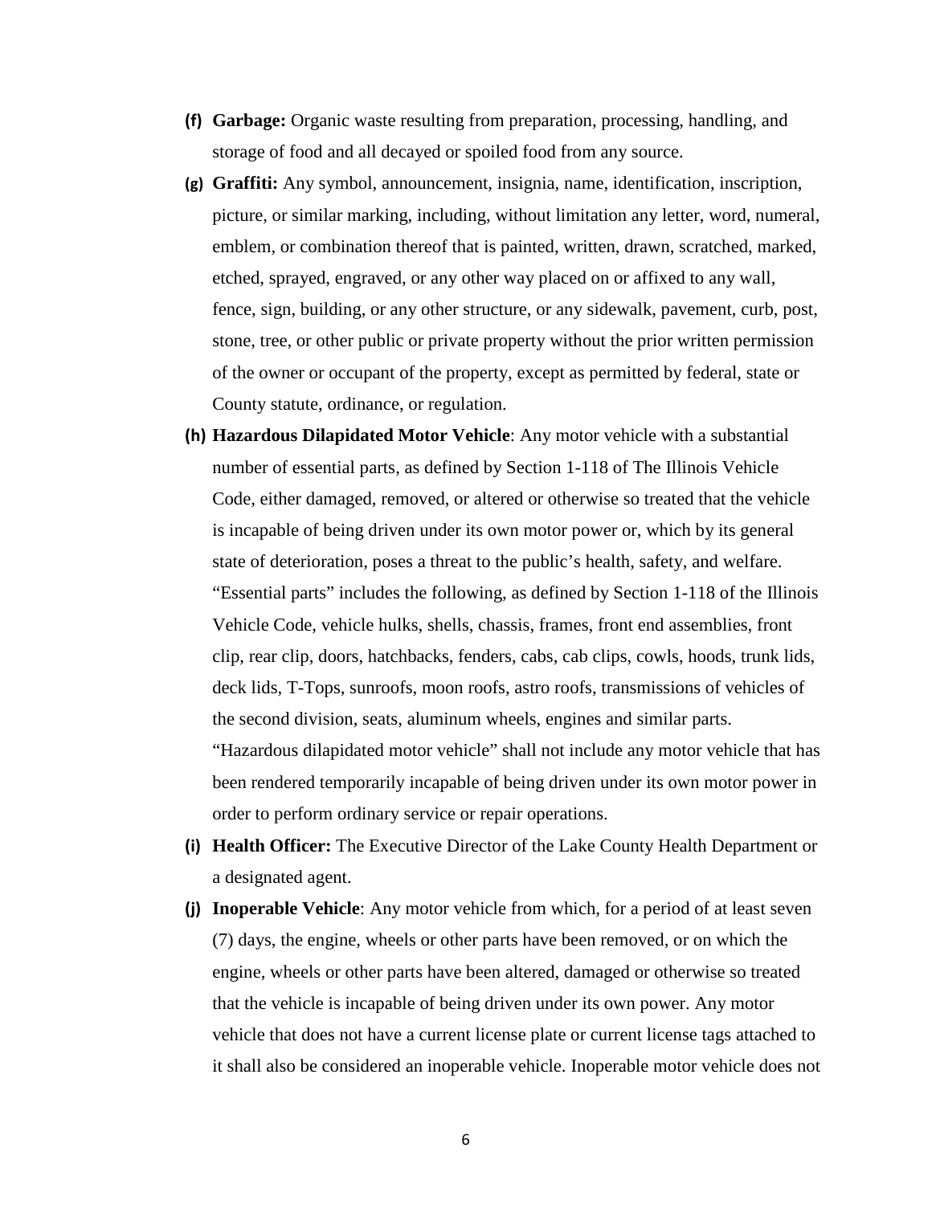**(f) Garbage:** Organic waste resulting from preparation, processing, handling, and storage of food and all decayed or spoiled food from any source.

**(g) Graffiti:** Any symbol, announcement, insignia, name, identification, inscription, picture, or similar marking, including, without limitation any letter, word, numeral, emblem, or combination thereof that is painted, written, drawn, scratched, marked, etched, sprayed, engraved, or any other way placed on or affixed to any wall, fence, sign, building, or any other structure, or any sidewalk, pavement, curb, post, stone, tree, or other public or private property without the prior written permission of the owner or occupant of the property, except as permitted by federal, state or County statute, ordinance, or regulation.

**(h) Hazardous Dilapidated Motor Vehicle**: Any motor vehicle with a substantial number of essential parts, as defined by Section 1-118 of The Illinois Vehicle Code, either damaged, removed, or altered or otherwise so treated that the vehicle is incapable of being driven under its own motor power or, which by its general state of deterioration, poses a threat to the public's health, safety, and welfare. "Essential parts" includes the following, as defined by Section 1-118 of the Illinois Vehicle Code, vehicle hulks, shells, chassis, frames, front end assemblies, front clip, rear clip, doors, hatchbacks, fenders, cabs, cab clips, cowls, hoods, trunk lids, deck lids, T-Tops, sunroofs, moon roofs, astro roofs, transmissions of vehicles of the second division, seats, aluminum wheels, engines and similar parts. "Hazardous dilapidated motor vehicle" shall not include any motor vehicle that has been rendered temporarily incapable of being driven under its own motor power in order to perform ordinary service or repair operations.

**(i) Health Officer:** The Executive Director of the Lake County Health Department or a designated agent.

**(j) Inoperable Vehicle**: Any motor vehicle from which, for a period of at least seven (7) days, the engine, wheels or other parts have been removed, or on which the engine, wheels or other parts have been altered, damaged or otherwise so treated that the vehicle is incapable of being driven under its own power. Any motor vehicle that does not have a current license plate or current license tags attached to it shall also be considered an inoperable vehicle. Inoperable motor vehicle does not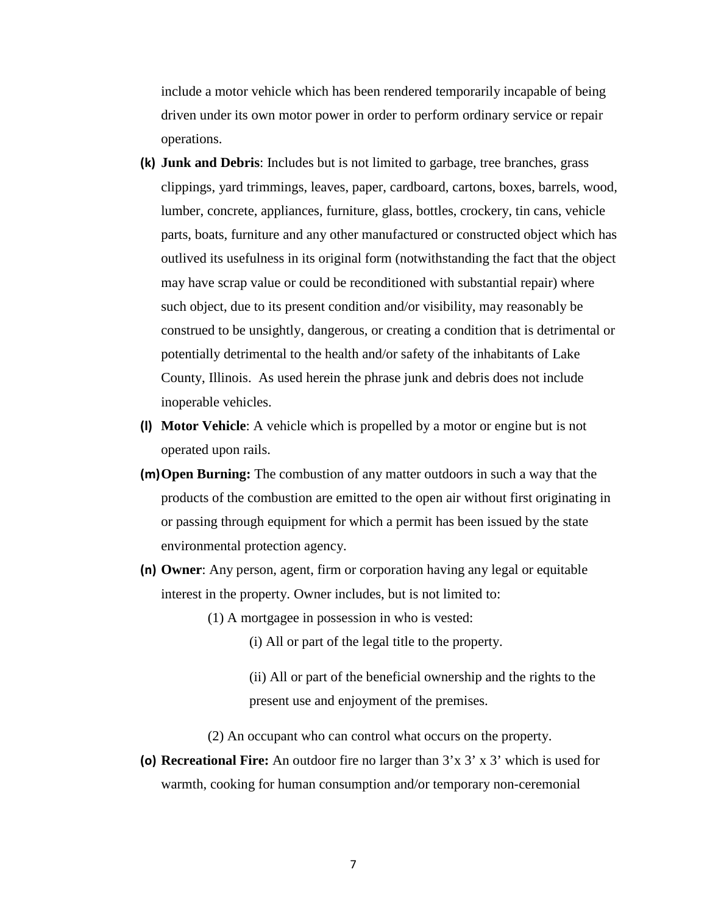include a motor vehicle which has been rendered temporarily incapable of being driven under its own motor power in order to perform ordinary service or repair operations.

**(k) Junk and Debris**: Includes but is not limited to garbage, tree branches, grass clippings, yard trimmings, leaves, paper, cardboard, cartons, boxes, barrels, wood, lumber, concrete, appliances, furniture, glass, bottles, crockery, tin cans, vehicle parts, boats, furniture and any other manufactured or constructed object which has outlived its usefulness in its original form (notwithstanding the fact that the object may have scrap value or could be reconditioned with substantial repair) where such object, due to its present condition and/or visibility, may reasonably be construed to be unsightly, dangerous, or creating a condition that is detrimental or potentially detrimental to the health and/or safety of the inhabitants of Lake County, Illinois. As used herein the phrase junk and debris does not include inoperable vehicles.

**(l) Motor Vehicle**: A vehicle which is propelled by a motor or engine but is not operated upon rails.

**(m) Open Burning:** The combustion of any matter outdoors in such a way that the products of the combustion are emitted to the open air without first originating in or passing through equipment for which a permit has been issued by the state environmental protection agency.

**(n) Owner**: Any person, agent, firm or corporation having any legal or equitable interest in the property. Owner includes, but is not limited to:

(1) A mortgagee in possession in who is vested:

(i) All or part of the legal title to the property.

(ii) All or part of the beneficial ownership and the rights to the present use and enjoyment of the premises.

(2) An occupant who can control what occurs on the property.

**(o) Recreational Fire:** An outdoor fire no larger than 3'x 3' x 3' which is used for warmth, cooking for human consumption and/or temporary non-ceremonial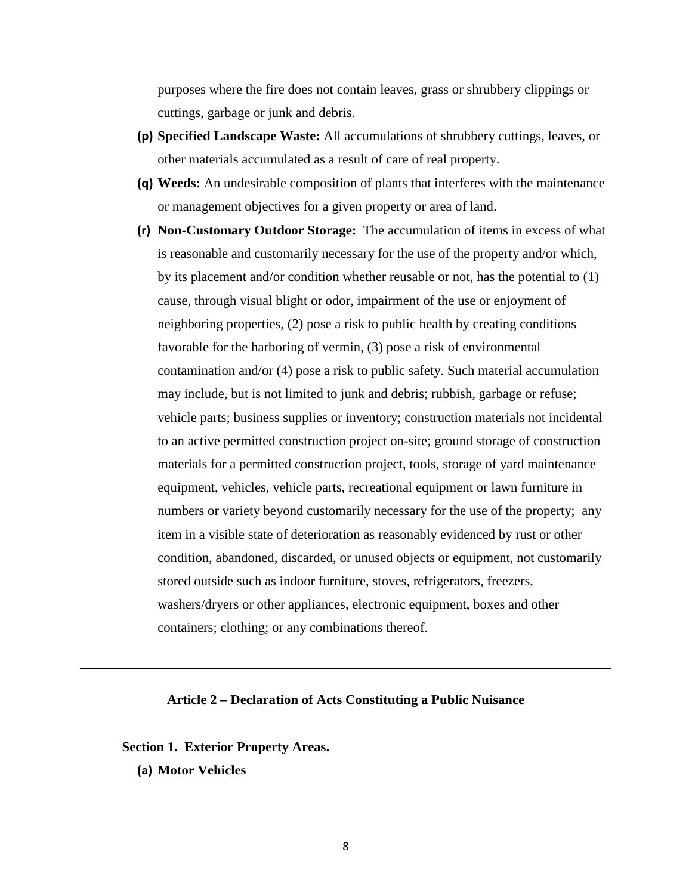purposes where the fire does not contain leaves, grass or shrubbery clippings or cuttings, garbage or junk and debris.

**(p) Specified Landscape Waste:** All accumulations of shrubbery cuttings, leaves, or other materials accumulated as a result of care of real property.

**(q) Weeds:** An undesirable composition of plants that interferes with the maintenance or management objectives for a given property or area of land.

**(r) Non-Customary Outdoor Storage:** The accumulation of items in excess of what is reasonable and customarily necessary for the use of the property and/or which, by its placement and/or condition whether reusable or not, has the potential to (1) cause, through visual blight or odor, impairment of the use or enjoyment of neighboring properties, (2) pose a risk to public health by creating conditions favorable for the harboring of vermin, (3) pose a risk of environmental contamination and/or (4) pose a risk to public safety. Such material accumulation may include, but is not limited to junk and debris; rubbish, garbage or refuse; vehicle parts; business supplies or inventory; construction materials not incidental to an active permitted construction project on-site; ground storage of construction materials for a permitted construction project, tools, storage of yard maintenance equipment, vehicles, vehicle parts, recreational equipment or lawn furniture in numbers or variety beyond customarily necessary for the use of the property; any item in a visible state of deterioration as reasonably evidenced by rust or other condition, abandoned, discarded, or unused objects or equipment, not customarily stored outside such as indoor furniture, stoves, refrigerators, freezers, washers/dryers or other appliances, electronic equipment, boxes and other containers; clothing; or any combinations thereof.

---

## Article 2 – Declaration of Acts Constituting a Public Nuisance

### Section 1. Exterior Property Areas.

**(a) Motor Vehicles**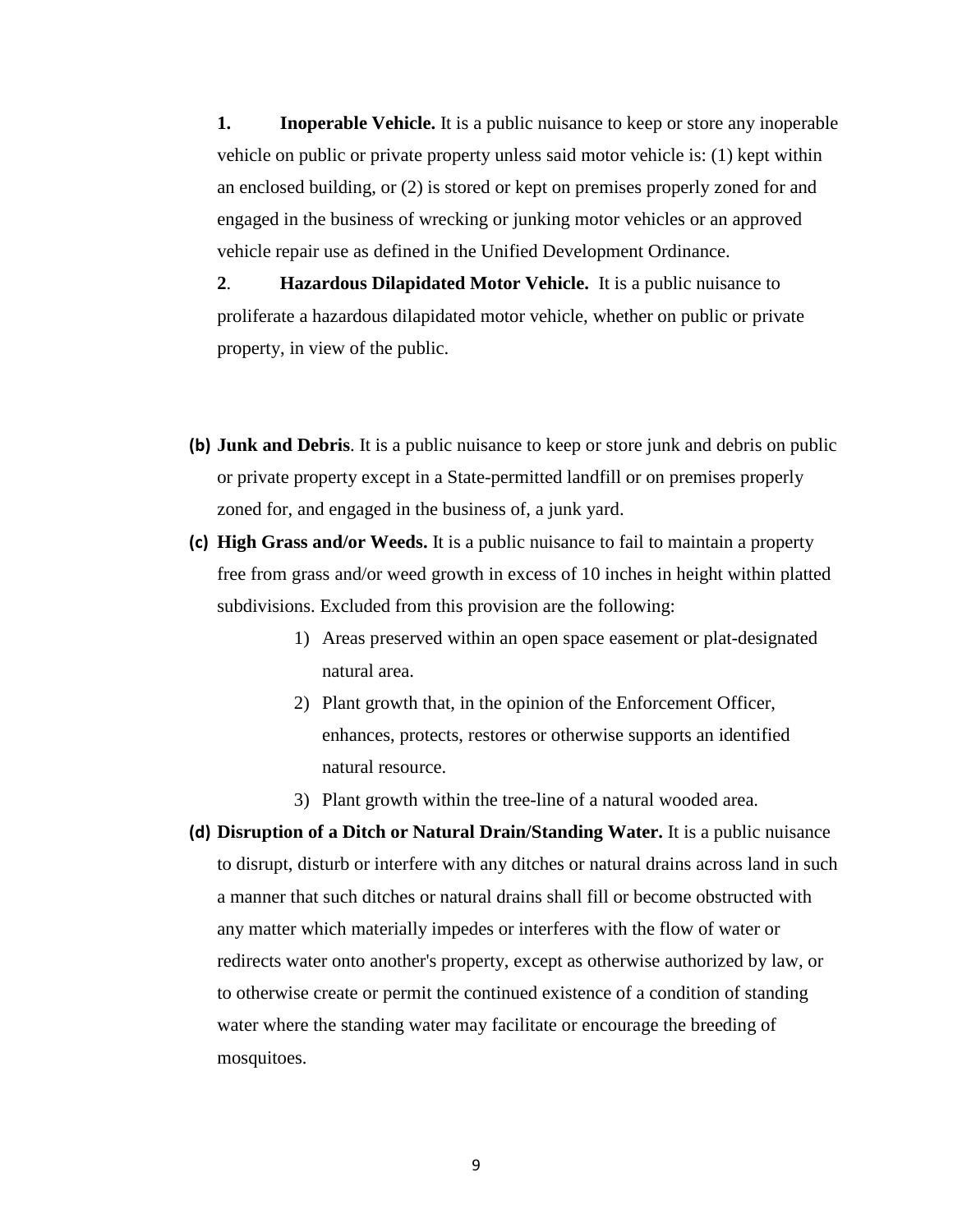1. **Inoperable Vehicle.** It is a public nuisance to keep or store any inoperable vehicle on public or private property unless said motor vehicle is: (1) kept within an enclosed building, or (2) is stored or kept on premises properly zoned for and engaged in the business of wrecking or junking motor vehicles or an approved vehicle repair use as defined in the Unified Development Ordinance.

2. **Hazardous Dilapidated Motor Vehicle.** It is a public nuisance to proliferate a hazardous dilapidated motor vehicle, whether on public or private property, in view of the public.

**(b) Junk and Debris**. It is a public nuisance to keep or store junk and debris on public or private property except in a State-permitted landfill or on premises properly zoned for, and engaged in the business of, a junk yard.

**(c) High Grass and/or Weeds.** It is a public nuisance to fail to maintain a property free from grass and/or weed growth in excess of 10 inches in height within platted subdivisions. Excluded from this provision are the following:

1) Areas preserved within an open space easement or plat-designated natural area.
2) Plant growth that, in the opinion of the Enforcement Officer, enhances, protects, restores or otherwise supports an identified natural resource.
3) Plant growth within the tree-line of a natural wooded area.

**(d) Disruption of a Ditch or Natural Drain/Standing Water.** It is a public nuisance to disrupt, disturb or interfere with any ditches or natural drains across land in such a manner that such ditches or natural drains shall fill or become obstructed with any matter which materially impedes or interferes with the flow of water or redirects water onto another's property, except as otherwise authorized by law, or to otherwise create or permit the continued existence of a condition of standing water where the standing water may facilitate or encourage the breeding of mosquitoes.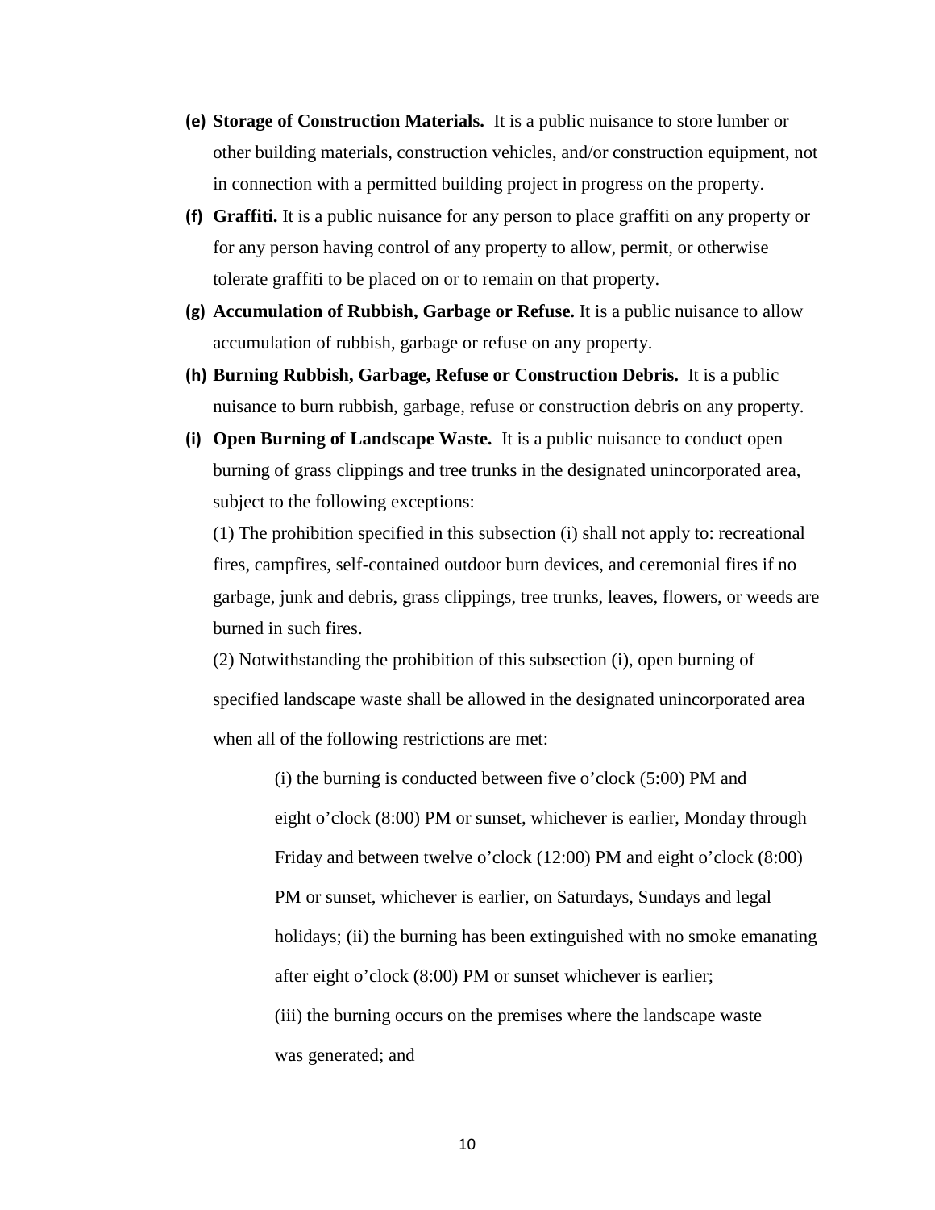**(e) Storage of Construction Materials.** It is a public nuisance to store lumber or other building materials, construction vehicles, and/or construction equipment, not in connection with a permitted building project in progress on the property.

**(f) Graffiti.** It is a public nuisance for any person to place graffiti on any property or for any person having control of any property to allow, permit, or otherwise tolerate graffiti to be placed on or to remain on that property.

**(g) Accumulation of Rubbish, Garbage or Refuse.** It is a public nuisance to allow accumulation of rubbish, garbage or refuse on any property.

**(h) Burning Rubbish, Garbage, Refuse or Construction Debris.** It is a public nuisance to burn rubbish, garbage, refuse or construction debris on any property.

**(i) Open Burning of Landscape Waste.** It is a public nuisance to conduct open burning of grass clippings and tree trunks in the designated unincorporated area, subject to the following exceptions:

(1) The prohibition specified in this subsection (i) shall not apply to: recreational fires, campfires, self-contained outdoor burn devices, and ceremonial fires if no garbage, junk and debris, grass clippings, tree trunks, leaves, flowers, or weeds are burned in such fires.

(2) Notwithstanding the prohibition of this subsection (i), open burning of specified landscape waste shall be allowed in the designated unincorporated area when all of the following restrictions are met:

> (i) the burning is conducted between five o'clock (5:00) PM and eight o'clock (8:00) PM or sunset, whichever is earlier, Monday through Friday and between twelve o'clock (12:00) PM and eight o'clock (8:00) PM or sunset, whichever is earlier, on Saturdays, Sundays and legal holidays; (ii) the burning has been extinguished with no smoke emanating after eight o'clock (8:00) PM or sunset whichever is earlier;
>
> (iii) the burning occurs on the premises where the landscape waste was generated; and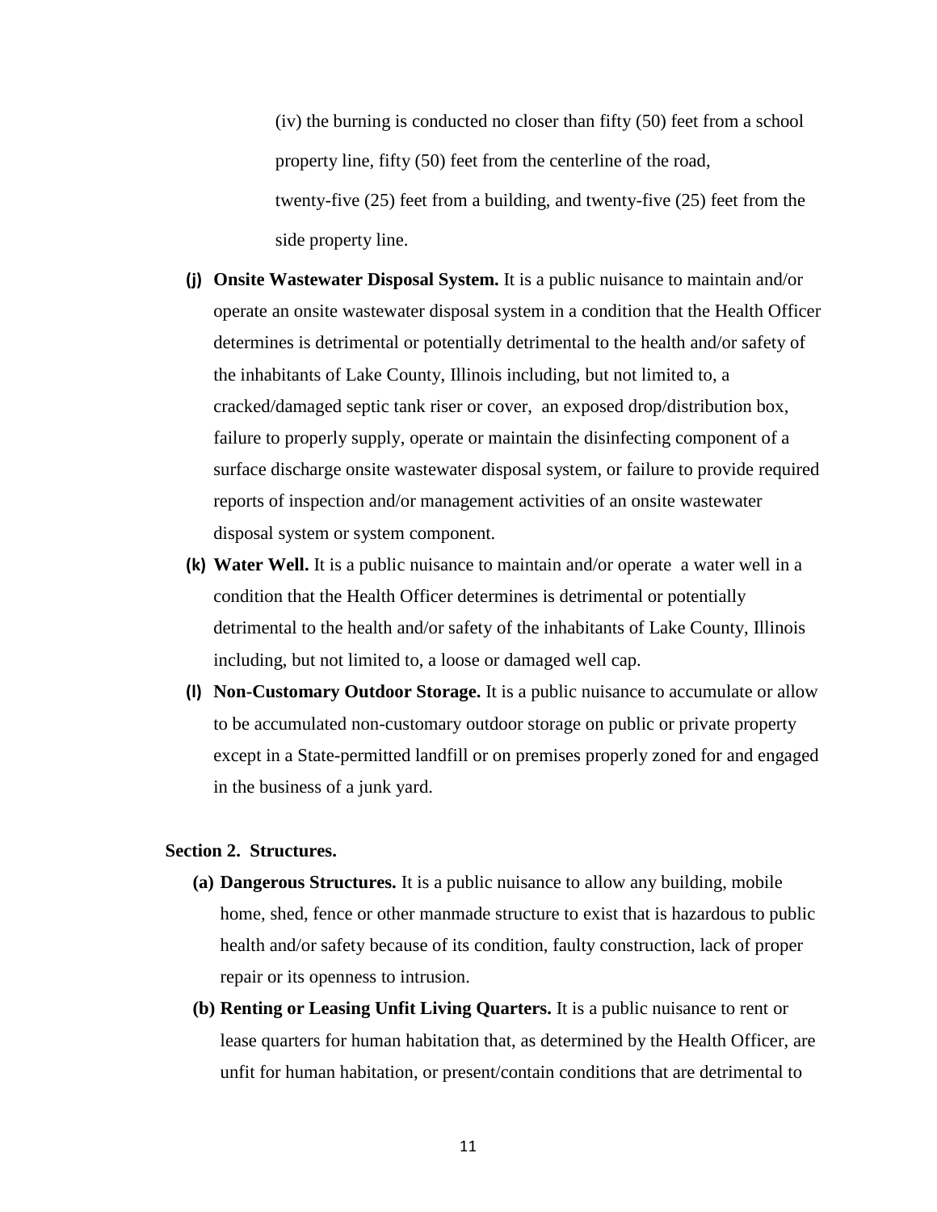(iv) the burning is conducted no closer than fifty (50) feet from a school property line, fifty (50) feet from the centerline of the road, twenty-five (25) feet from a building, and twenty-five (25) feet from the side property line.

(j) **Onsite Wastewater Disposal System.** It is a public nuisance to maintain and/or operate an onsite wastewater disposal system in a condition that the Health Officer determines is detrimental or potentially detrimental to the health and/or safety of the inhabitants of Lake County, Illinois including, but not limited to, a cracked/damaged septic tank riser or cover, an exposed drop/distribution box, failure to properly supply, operate or maintain the disinfecting component of a surface discharge onsite wastewater disposal system, or failure to provide required reports of inspection and/or management activities of an onsite wastewater disposal system or system component.

(k) **Water Well.** It is a public nuisance to maintain and/or operate a water well in a condition that the Health Officer determines is detrimental or potentially detrimental to the health and/or safety of the inhabitants of Lake County, Illinois including, but not limited to, a loose or damaged well cap.

(l) **Non-Customary Outdoor Storage.** It is a public nuisance to accumulate or allow to be accumulated non-customary outdoor storage on public or private property except in a State-permitted landfill or on premises properly zoned for and engaged in the business of a junk yard.

**Section 2. Structures.**

(a) **Dangerous Structures.** It is a public nuisance to allow any building, mobile home, shed, fence or other manmade structure to exist that is hazardous to public health and/or safety because of its condition, faulty construction, lack of proper repair or its openness to intrusion.

(b) **Renting or Leasing Unfit Living Quarters.** It is a public nuisance to rent or lease quarters for human habitation that, as determined by the Health Officer, are unfit for human habitation, or present/contain conditions that are detrimental to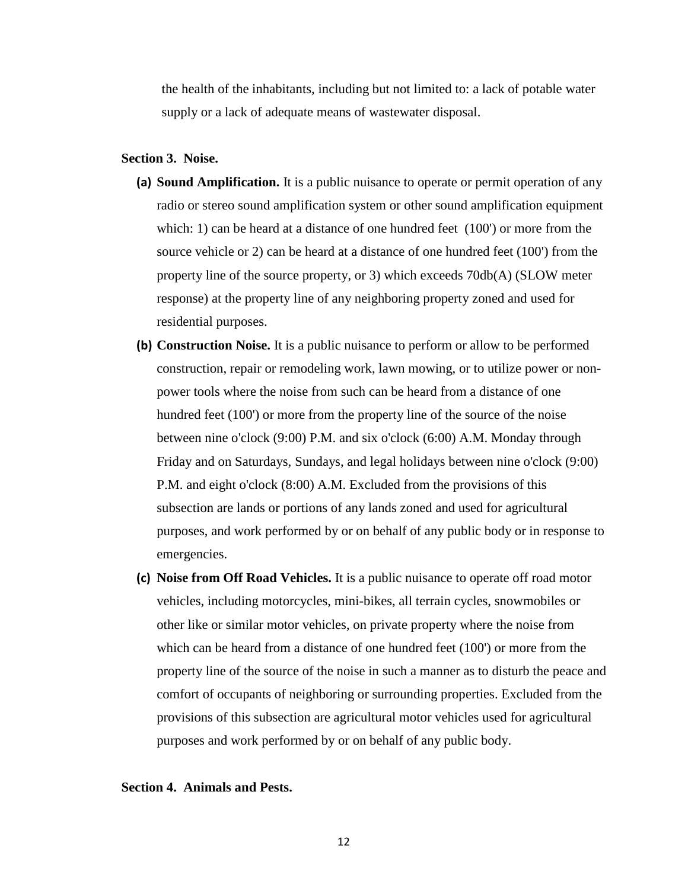the health of the inhabitants, including but not limited to: a lack of potable water supply or a lack of adequate means of wastewater disposal.

**Section 3. Noise.**

**(a) Sound Amplification.** It is a public nuisance to operate or permit operation of any radio or stereo sound amplification system or other sound amplification equipment which: 1) can be heard at a distance of one hundred feet (100') or more from the source vehicle or 2) can be heard at a distance of one hundred feet (100') from the property line of the source property, or 3) which exceeds 70db(A) (SLOW meter response) at the property line of any neighboring property zoned and used for residential purposes.

**(b) Construction Noise.** It is a public nuisance to perform or allow to be performed construction, repair or remodeling work, lawn mowing, or to utilize power or non-power tools where the noise from such can be heard from a distance of one hundred feet (100') or more from the property line of the source of the noise between nine o'clock (9:00) P.M. and six o'clock (6:00) A.M. Monday through Friday and on Saturdays, Sundays, and legal holidays between nine o'clock (9:00) P.M. and eight o'clock (8:00) A.M. Excluded from the provisions of this subsection are lands or portions of any lands zoned and used for agricultural purposes, and work performed by or on behalf of any public body or in response to emergencies.

**(c) Noise from Off Road Vehicles.** It is a public nuisance to operate off road motor vehicles, including motorcycles, mini-bikes, all terrain cycles, snowmobiles or other like or similar motor vehicles, on private property where the noise from which can be heard from a distance of one hundred feet (100') or more from the property line of the source of the noise in such a manner as to disturb the peace and comfort of occupants of neighboring or surrounding properties. Excluded from the provisions of this subsection are agricultural motor vehicles used for agricultural purposes and work performed by or on behalf of any public body.

**Section 4. Animals and Pests.**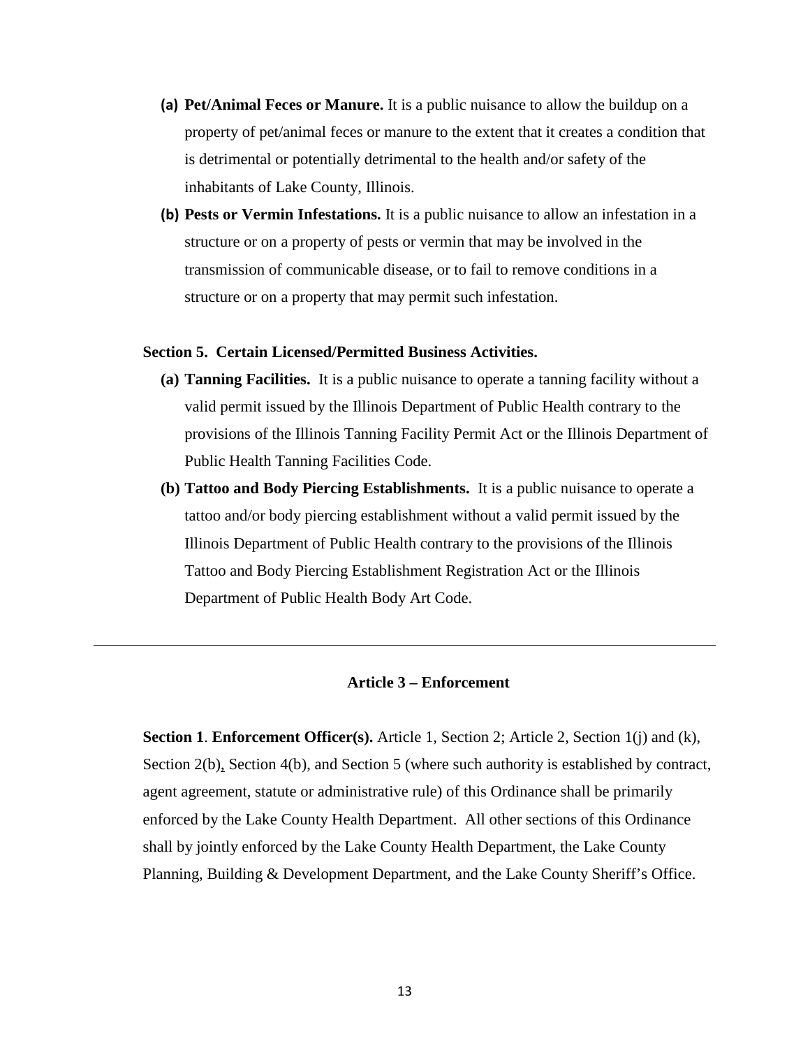- **(a) Pet/Animal Feces or Manure.** It is a public nuisance to allow the buildup on a property of pet/animal feces or manure to the extent that it creates a condition that is detrimental or potentially detrimental to the health and/or safety of the inhabitants of Lake County, Illinois.
- **(b) Pests or Vermin Infestations.** It is a public nuisance to allow an infestation in a structure or on a property of pests or vermin that may be involved in the transmission of communicable disease, or to fail to remove conditions in a structure or on a property that may permit such infestation.

**Section 5. Certain Licensed/Permitted Business Activities.**

- **(a) Tanning Facilities.** It is a public nuisance to operate a tanning facility without a valid permit issued by the Illinois Department of Public Health contrary to the provisions of the Illinois Tanning Facility Permit Act or the Illinois Department of Public Health Tanning Facilities Code.
- **(b) Tattoo and Body Piercing Establishments.** It is a public nuisance to operate a tattoo and/or body piercing establishment without a valid permit issued by the Illinois Department of Public Health contrary to the provisions of the Illinois Tattoo and Body Piercing Establishment Registration Act or the Illinois Department of Public Health Body Art Code.

---

## Article 3 – Enforcement

**Section 1**. **Enforcement Officer(s).** Article 1, Section 2; Article 2, Section 1(j) and (k), Section 2(b), Section 4(b), and Section 5 (where such authority is established by contract, agent agreement, statute or administrative rule) of this Ordinance shall be primarily enforced by the Lake County Health Department. All other sections of this Ordinance shall by jointly enforced by the Lake County Health Department, the Lake County Planning, Building & Development Department, and the Lake County Sheriff's Office.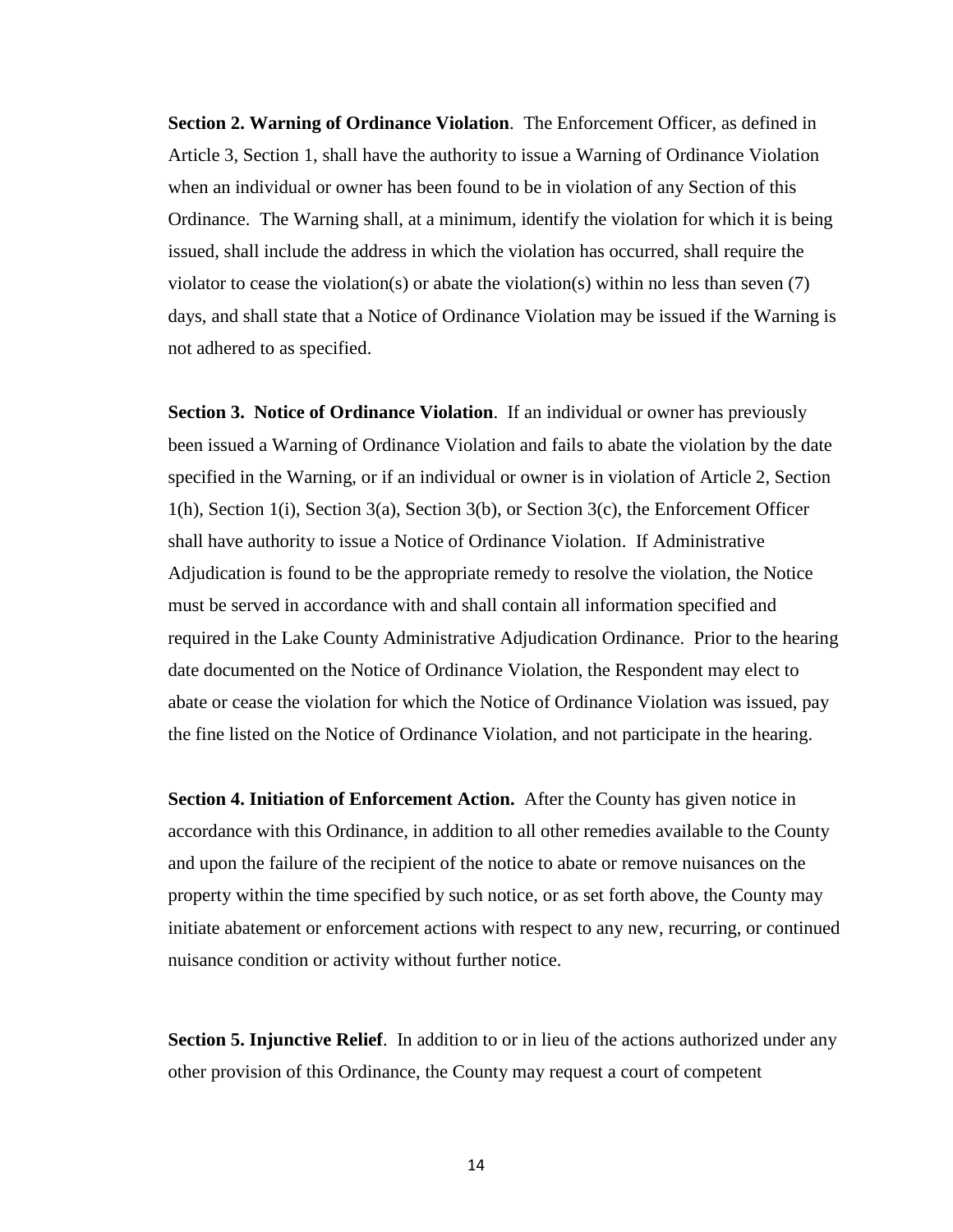**Section 2. Warning of Ordinance Violation**. The Enforcement Officer, as defined in Article 3, Section 1, shall have the authority to issue a Warning of Ordinance Violation when an individual or owner has been found to be in violation of any Section of this Ordinance. The Warning shall, at a minimum, identify the violation for which it is being issued, shall include the address in which the violation has occurred, shall require the violator to cease the violation(s) or abate the violation(s) within no less than seven (7) days, and shall state that a Notice of Ordinance Violation may be issued if the Warning is not adhered to as specified.

**Section 3. Notice of Ordinance Violation**. If an individual or owner has previously been issued a Warning of Ordinance Violation and fails to abate the violation by the date specified in the Warning, or if an individual or owner is in violation of Article 2, Section 1(h), Section 1(i), Section 3(a), Section 3(b), or Section 3(c), the Enforcement Officer shall have authority to issue a Notice of Ordinance Violation. If Administrative Adjudication is found to be the appropriate remedy to resolve the violation, the Notice must be served in accordance with and shall contain all information specified and required in the Lake County Administrative Adjudication Ordinance. Prior to the hearing date documented on the Notice of Ordinance Violation, the Respondent may elect to abate or cease the violation for which the Notice of Ordinance Violation was issued, pay the fine listed on the Notice of Ordinance Violation, and not participate in the hearing.

**Section 4. Initiation of Enforcement Action.** After the County has given notice in accordance with this Ordinance, in addition to all other remedies available to the County and upon the failure of the recipient of the notice to abate or remove nuisances on the property within the time specified by such notice, or as set forth above, the County may initiate abatement or enforcement actions with respect to any new, recurring, or continued nuisance condition or activity without further notice.

**Section 5. Injunctive Relief**. In addition to or in lieu of the actions authorized under any other provision of this Ordinance, the County may request a court of competent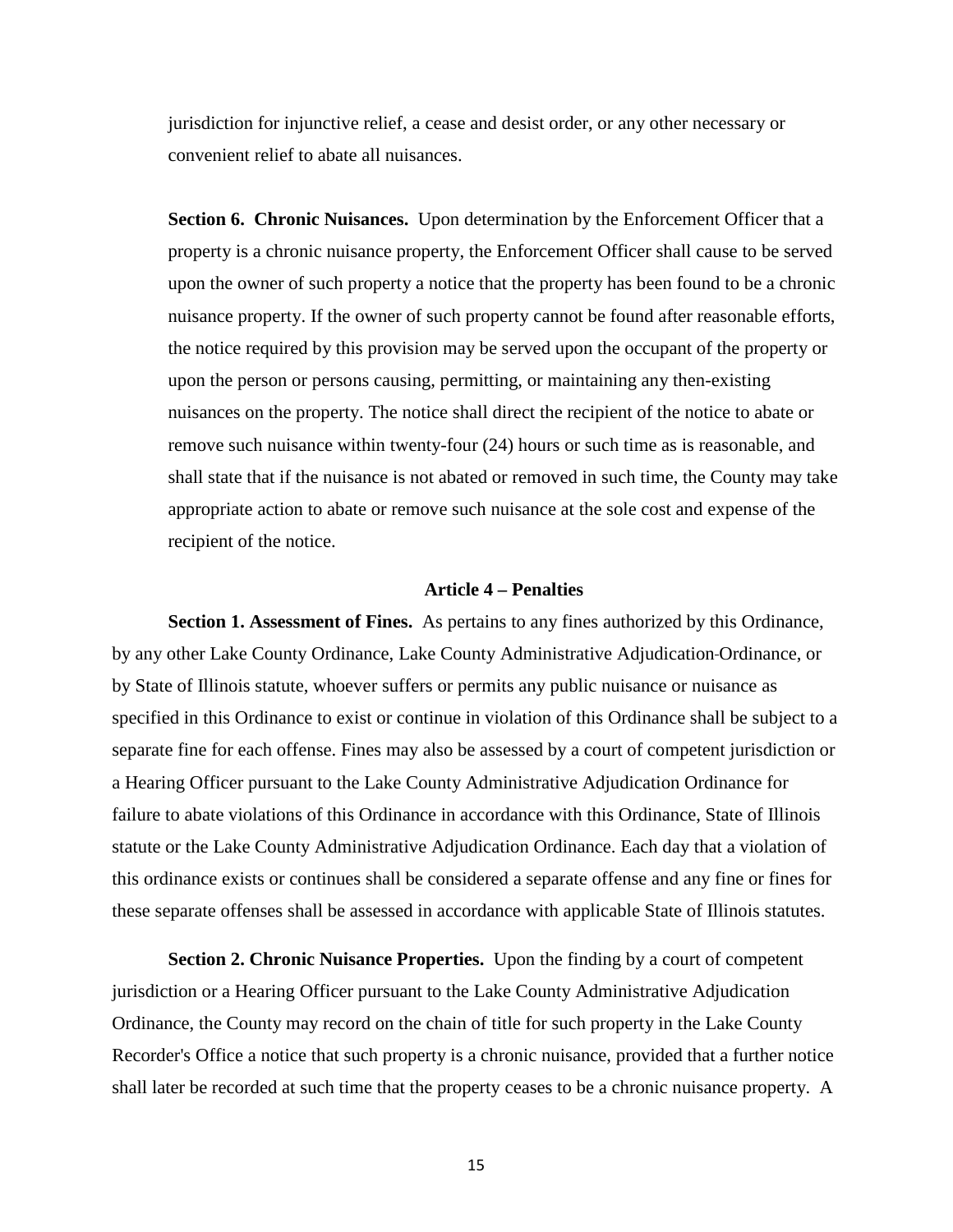jurisdiction for injunctive relief, a cease and desist order, or any other necessary or convenient relief to abate all nuisances.

**Section 6. Chronic Nuisances.** Upon determination by the Enforcement Officer that a property is a chronic nuisance property, the Enforcement Officer shall cause to be served upon the owner of such property a notice that the property has been found to be a chronic nuisance property. If the owner of such property cannot be found after reasonable efforts, the notice required by this provision may be served upon the occupant of the property or upon the person or persons causing, permitting, or maintaining any then-existing nuisances on the property. The notice shall direct the recipient of the notice to abate or remove such nuisance within twenty-four (24) hours or such time as is reasonable, and shall state that if the nuisance is not abated or removed in such time, the County may take appropriate action to abate or remove such nuisance at the sole cost and expense of the recipient of the notice.

## Article 4 – Penalties

**Section 1. Assessment of Fines.** As pertains to any fines authorized by this Ordinance, by any other Lake County Ordinance, Lake County Administrative Adjudication Ordinance, or by State of Illinois statute, whoever suffers or permits any public nuisance or nuisance as specified in this Ordinance to exist or continue in violation of this Ordinance shall be subject to a separate fine for each offense. Fines may also be assessed by a court of competent jurisdiction or a Hearing Officer pursuant to the Lake County Administrative Adjudication Ordinance for failure to abate violations of this Ordinance in accordance with this Ordinance, State of Illinois statute or the Lake County Administrative Adjudication Ordinance. Each day that a violation of this ordinance exists or continues shall be considered a separate offense and any fine or fines for these separate offenses shall be assessed in accordance with applicable State of Illinois statutes.

**Section 2. Chronic Nuisance Properties.** Upon the finding by a court of competent jurisdiction or a Hearing Officer pursuant to the Lake County Administrative Adjudication Ordinance, the County may record on the chain of title for such property in the Lake County Recorder's Office a notice that such property is a chronic nuisance, provided that a further notice shall later be recorded at such time that the property ceases to be a chronic nuisance property. A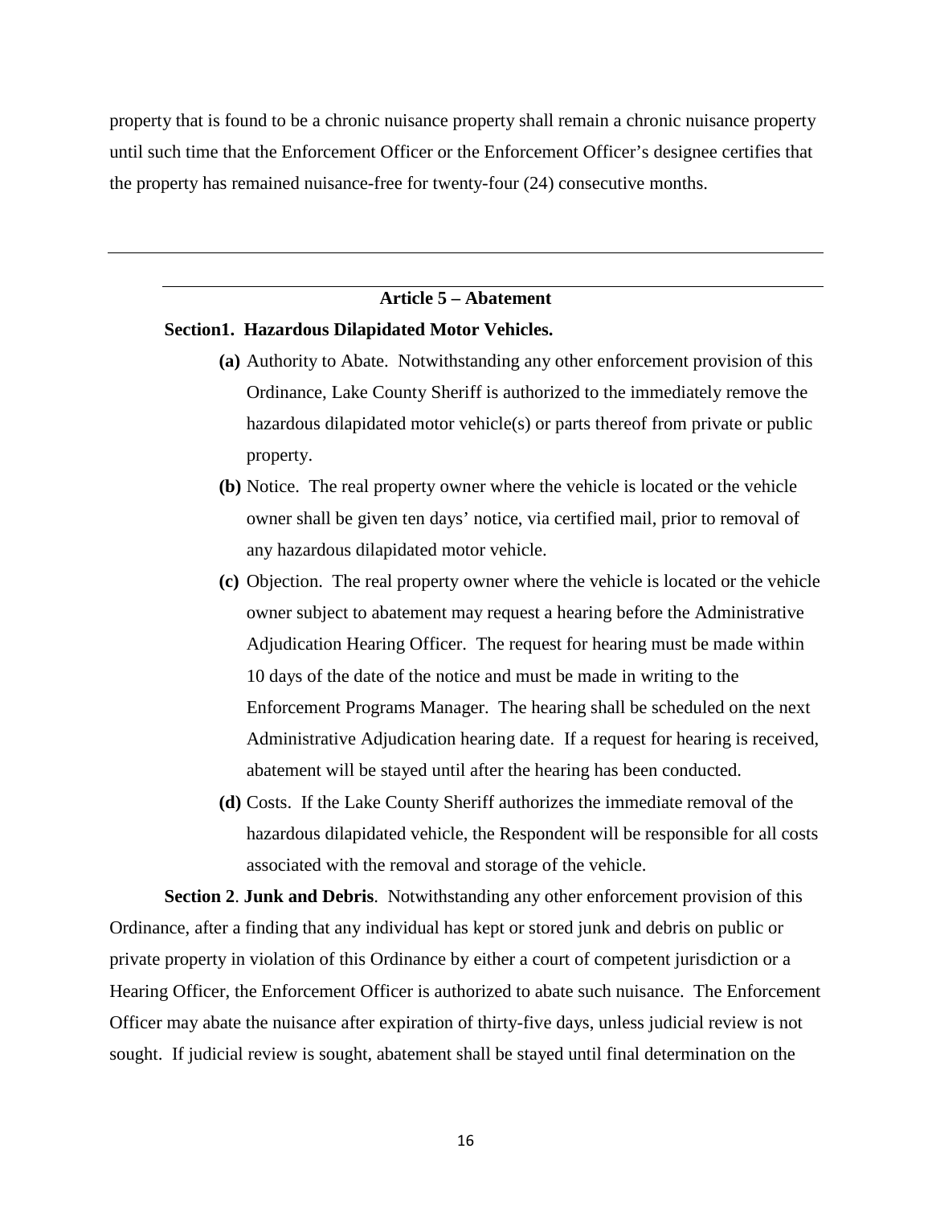property that is found to be a chronic nuisance property shall remain a chronic nuisance property until such time that the Enforcement Officer or the Enforcement Officer's designee certifies that the property has remained nuisance-free for twenty-four (24) consecutive months.

---

## Article 5 – Abatement

**Section1. Hazardous Dilapidated Motor Vehicles.**

- **(a)** Authority to Abate. Notwithstanding any other enforcement provision of this Ordinance, Lake County Sheriff is authorized to the immediately remove the hazardous dilapidated motor vehicle(s) or parts thereof from private or public property.
- **(b)** Notice. The real property owner where the vehicle is located or the vehicle owner shall be given ten days' notice, via certified mail, prior to removal of any hazardous dilapidated motor vehicle.
- **(c)** Objection. The real property owner where the vehicle is located or the vehicle owner subject to abatement may request a hearing before the Administrative Adjudication Hearing Officer. The request for hearing must be made within 10 days of the date of the notice and must be made in writing to the Enforcement Programs Manager. The hearing shall be scheduled on the next Administrative Adjudication hearing date. If a request for hearing is received, abatement will be stayed until after the hearing has been conducted.
- **(d)** Costs. If the Lake County Sheriff authorizes the immediate removal of the hazardous dilapidated vehicle, the Respondent will be responsible for all costs associated with the removal and storage of the vehicle.

**Section 2**. **Junk and Debris**. Notwithstanding any other enforcement provision of this Ordinance, after a finding that any individual has kept or stored junk and debris on public or private property in violation of this Ordinance by either a court of competent jurisdiction or a Hearing Officer, the Enforcement Officer is authorized to abate such nuisance. The Enforcement Officer may abate the nuisance after expiration of thirty-five days, unless judicial review is not sought. If judicial review is sought, abatement shall be stayed until final determination on the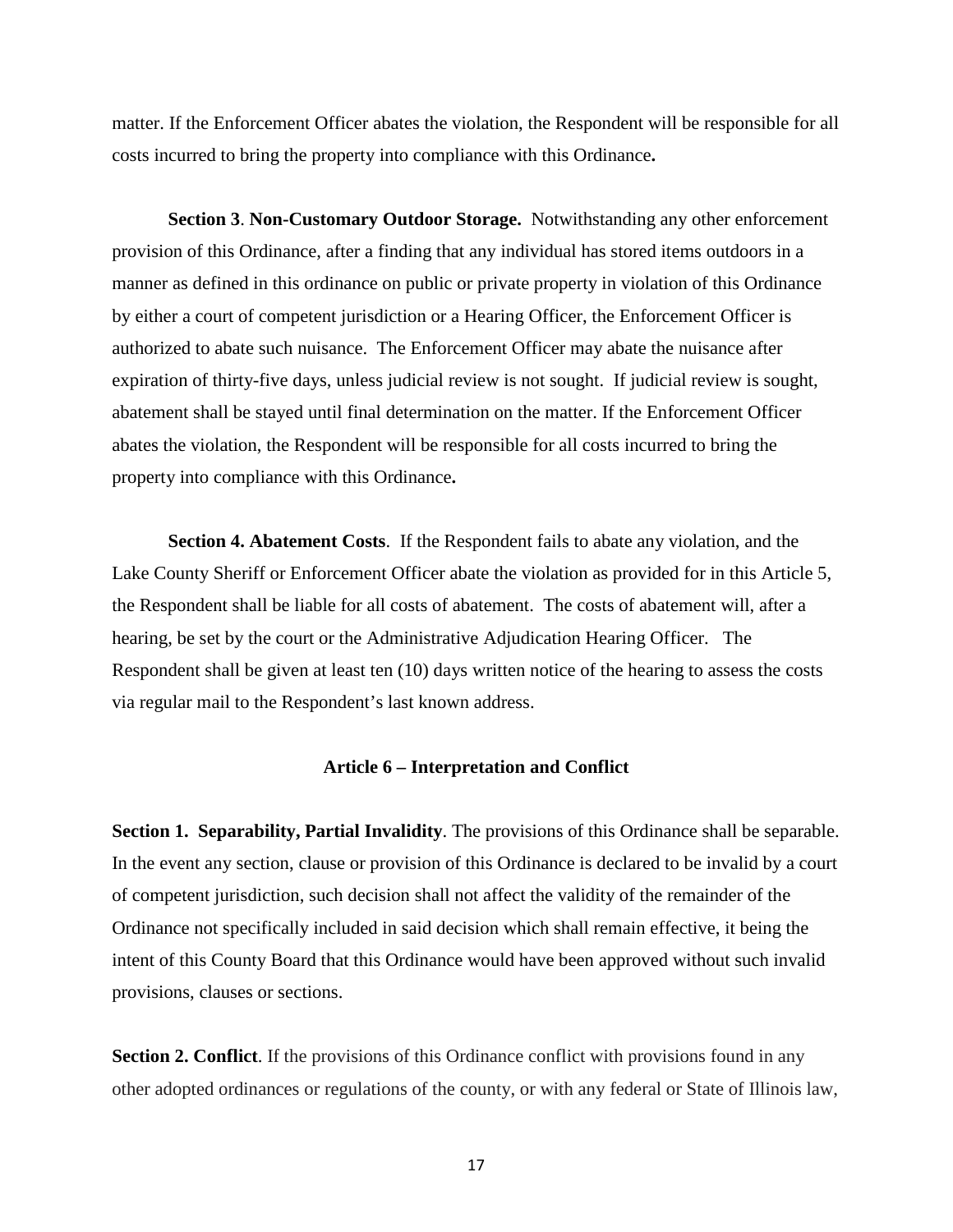matter. If the Enforcement Officer abates the violation, the Respondent will be responsible for all costs incurred to bring the property into compliance with this Ordinance**.**

**Section 3**. **Non-Customary Outdoor Storage.** Notwithstanding any other enforcement provision of this Ordinance, after a finding that any individual has stored items outdoors in a manner as defined in this ordinance on public or private property in violation of this Ordinance by either a court of competent jurisdiction or a Hearing Officer, the Enforcement Officer is authorized to abate such nuisance. The Enforcement Officer may abate the nuisance after expiration of thirty-five days, unless judicial review is not sought. If judicial review is sought, abatement shall be stayed until final determination on the matter. If the Enforcement Officer abates the violation, the Respondent will be responsible for all costs incurred to bring the property into compliance with this Ordinance**.**

**Section 4. Abatement Costs**. If the Respondent fails to abate any violation, and the Lake County Sheriff or Enforcement Officer abate the violation as provided for in this Article 5, the Respondent shall be liable for all costs of abatement. The costs of abatement will, after a hearing, be set by the court or the Administrative Adjudication Hearing Officer. The Respondent shall be given at least ten (10) days written notice of the hearing to assess the costs via regular mail to the Respondent's last known address.

## Article 6 – Interpretation and Conflict

**Section 1. Separability, Partial Invalidity**. The provisions of this Ordinance shall be separable. In the event any section, clause or provision of this Ordinance is declared to be invalid by a court of competent jurisdiction, such decision shall not affect the validity of the remainder of the Ordinance not specifically included in said decision which shall remain effective, it being the intent of this County Board that this Ordinance would have been approved without such invalid provisions, clauses or sections.

**Section 2. Conflict**. If the provisions of this Ordinance conflict with provisions found in any other adopted ordinances or regulations of the county, or with any federal or State of Illinois law,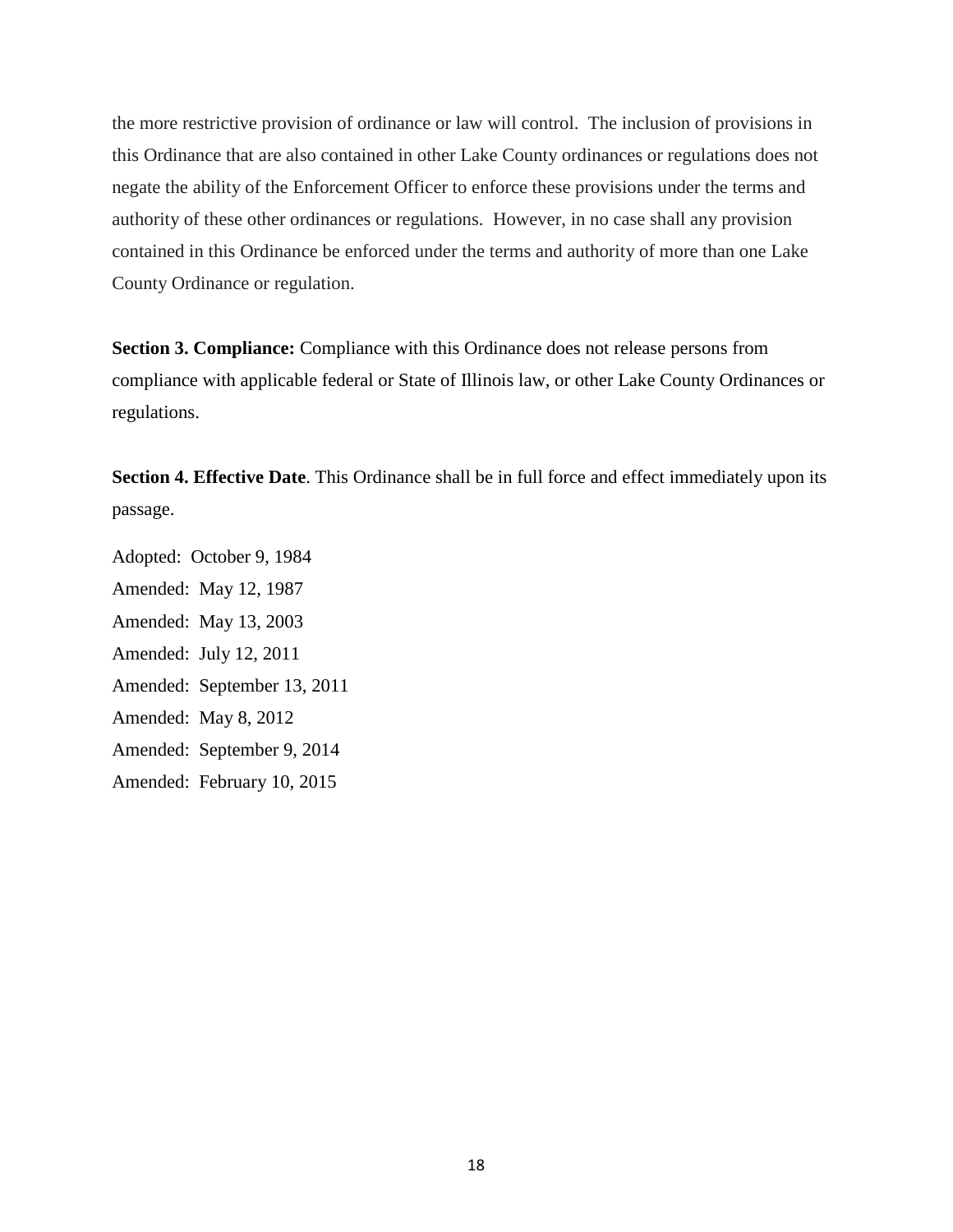the more restrictive provision of ordinance or law will control. The inclusion of provisions in this Ordinance that are also contained in other Lake County ordinances or regulations does not negate the ability of the Enforcement Officer to enforce these provisions under the terms and authority of these other ordinances or regulations. However, in no case shall any provision contained in this Ordinance be enforced under the terms and authority of more than one Lake County Ordinance or regulation.

**Section 3. Compliance:** Compliance with this Ordinance does not release persons from compliance with applicable federal or State of Illinois law, or other Lake County Ordinances or regulations.

**Section 4. Effective Date**. This Ordinance shall be in full force and effect immediately upon its passage.

Adopted: October 9, 1984

Amended: May 12, 1987

Amended: May 13, 2003

Amended: July 12, 2011

Amended: September 13, 2011

Amended: May 8, 2012

Amended: September 9, 2014

Amended: February 10, 2015